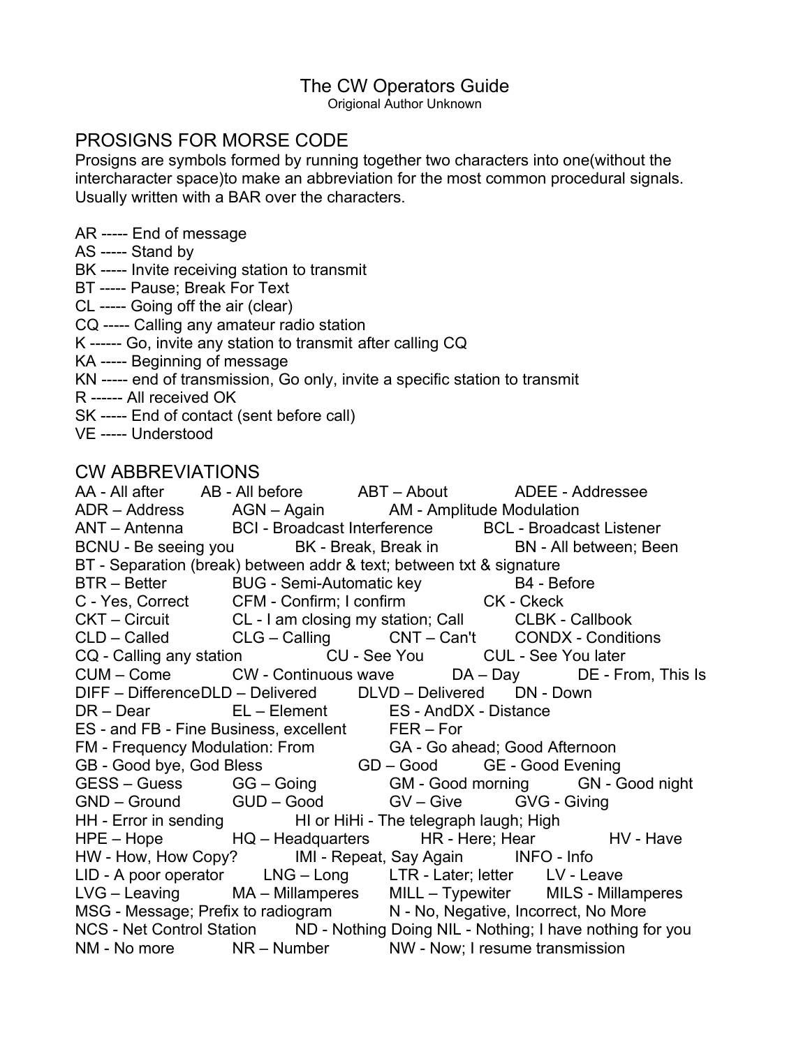# The CW Operators Guide

Origional Author Unknown

## PROSIGNS FOR MORSE CODE

Prosigns are symbols formed by running together two characters into one(without the intercharacter space)to make an abbreviation for the most common procedural signals. Usually written with a BAR over the characters.

AR ----- End of message
AS ----- Stand by
BK ----- Invite receiving station to transmit
BT ----- Pause; Break For Text
CL ----- Going off the air (clear)
CQ ----- Calling any amateur radio station
K ------ Go, invite any station to transmit after calling CQ
KA ----- Beginning of message
KN ----- end of transmission, Go only, invite a specific station to transmit
R ------ All received OK
SK ----- End of contact (sent before call)
VE ----- Understood

## CW ABBREVIATIONS

AA - All after  AB - All before  ABT – About  ADEE - Addressee
ADR – Address  AGN – Again  AM - Amplitude Modulation
ANT – Antenna  BCI - Broadcast Interference  BCL - Broadcast Listener
BCNU - Be seeing you  BK - Break, Break in  BN - All between; Been
BT - Separation (break) between addr & text; between txt & signature
BTR – Better  BUG - Semi-Automatic key  B4 - Before
C - Yes, Correct  CFM - Confirm; I confirm  CK - Ckeck
CKT – Circuit  CL - I am closing my station; Call  CLBK - Callbook
CLD – Called  CLG – Calling  CNT – Can't  CONDX - Conditions
CQ - Calling any station  CU - See You  CUL - See You later
CUM – Come  CW - Continuous wave  DA – Day  DE - From, This Is
DIFF – DifferenceDLD – Delivered  DLVD – Delivered  DN - Down
DR – Dear  EL – Element  ES - AndDX - Distance
ES - and FB - Fine Business, excellent  FER – For
FM - Frequency Modulation: From  GA - Go ahead; Good Afternoon
GB - Good bye, God Bless  GD – Good  GE - Good Evening
GESS – Guess  GG – Going  GM - Good morning  GN - Good night
GND – Ground  GUD – Good  GV – Give  GVG - Giving
HH - Error in sending  HI or HiHi - The telegraph laugh; High
HPE – Hope  HQ – Headquarters  HR - Here; Hear  HV - Have
HW - How, How Copy?  IMI - Repeat, Say Again  INFO - Info
LID - A poor operator  LNG – Long  LTR - Later; letter  LV - Leave
LVG – Leaving  MA – Millamperes  MILL – Typewiter  MILS - Millamperes
MSG - Message; Prefix to radiogram  N - No, Negative, Incorrect, No More
NCS - Net Control Station  ND - Nothing Doing NIL - Nothing; I have nothing for you
NM - No more  NR – Number  NW - Now; I resume transmission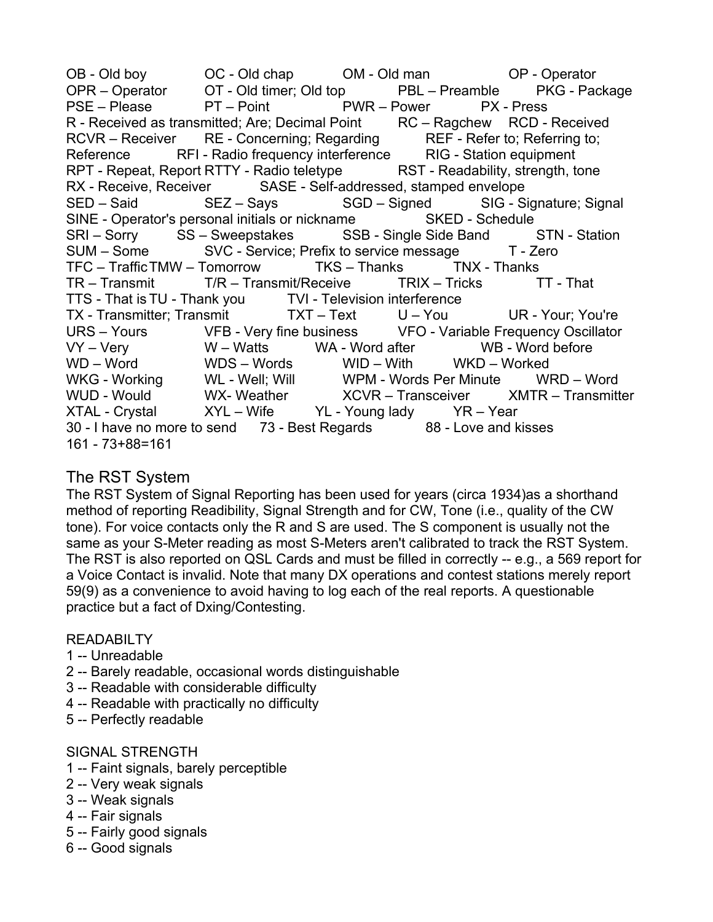OB - Old boy OC - Old chap OM - Old man OP - Operator
OPR – Operator OT - Old timer; Old top PBL – Preamble PKG - Package
PSE – Please PT – Point PWR – Power PX - Press
R - Received as transmitted; Are; Decimal Point RC – Ragchew RCD - Received
RCVR – Receiver RE - Concerning; Regarding REF - Refer to; Referring to; Reference RFI - Radio frequency interference RIG - Station equipment
RPT - Repeat, Report RTTY - Radio teletype RST - Readability, strength, tone
RX - Receive, Receiver SASE - Self-addressed, stamped envelope
SED – Said SEZ – Says SGD – Signed SIG - Signature; Signal
SINE - Operator's personal initials or nickname SKED - Schedule
SRI – Sorry SS – Sweepstakes SSB - Single Side Band STN - Station
SUM – Some SVC - Service; Prefix to service message T - Zero
TFC – Traffic TMW – Tomorrow TKS – Thanks TNX - Thanks
TR – Transmit T/R – Transmit/Receive TRIX – Tricks TT - That
TTS - That is TU - Thank you TVI - Television interference
TX - Transmitter; Transmit TXT – Text U – You UR - Your; You're
URS – Yours VFB - Very fine business VFO - Variable Frequency Oscillator
VY – Very W – Watts WA - Word after WB - Word before
WD – Word WDS – Words WID – With WKD – Worked
WKG - Working WL - Well; Will WPM - Words Per Minute WRD – Word
WUD - Would WX- Weather XCVR – Transceiver XMTR – Transmitter
XTAL - Crystal XYL – Wife YL - Young lady YR – Year
30 - I have no more to send 73 - Best Regards 88 - Love and kisses
161 - 73+88=161

## The RST System

The RST System of Signal Reporting has been used for years (circa 1934)as a shorthand method of reporting Readibility, Signal Strength and for CW, Tone (i.e., quality of the CW tone). For voice contacts only the R and S are used. The S component is usually not the same as your S-Meter reading as most S-Meters aren't calibrated to track the RST System. The RST is also reported on QSL Cards and must be filled in correctly -- e.g., a 569 report for a Voice Contact is invalid. Note that many DX operations and contest stations merely report 59(9) as a convenience to avoid having to log each of the real reports. A questionable practice but a fact of Dxing/Contesting.

READABILTY

1 -- Unreadable
2 -- Barely readable, occasional words distinguishable
3 -- Readable with considerable difficulty
4 -- Readable with practically no difficulty
5 -- Perfectly readable

SIGNAL STRENGTH

1 -- Faint signals, barely perceptible
2 -- Very weak signals
3 -- Weak signals
4 -- Fair signals
5 -- Fairly good signals
6 -- Good signals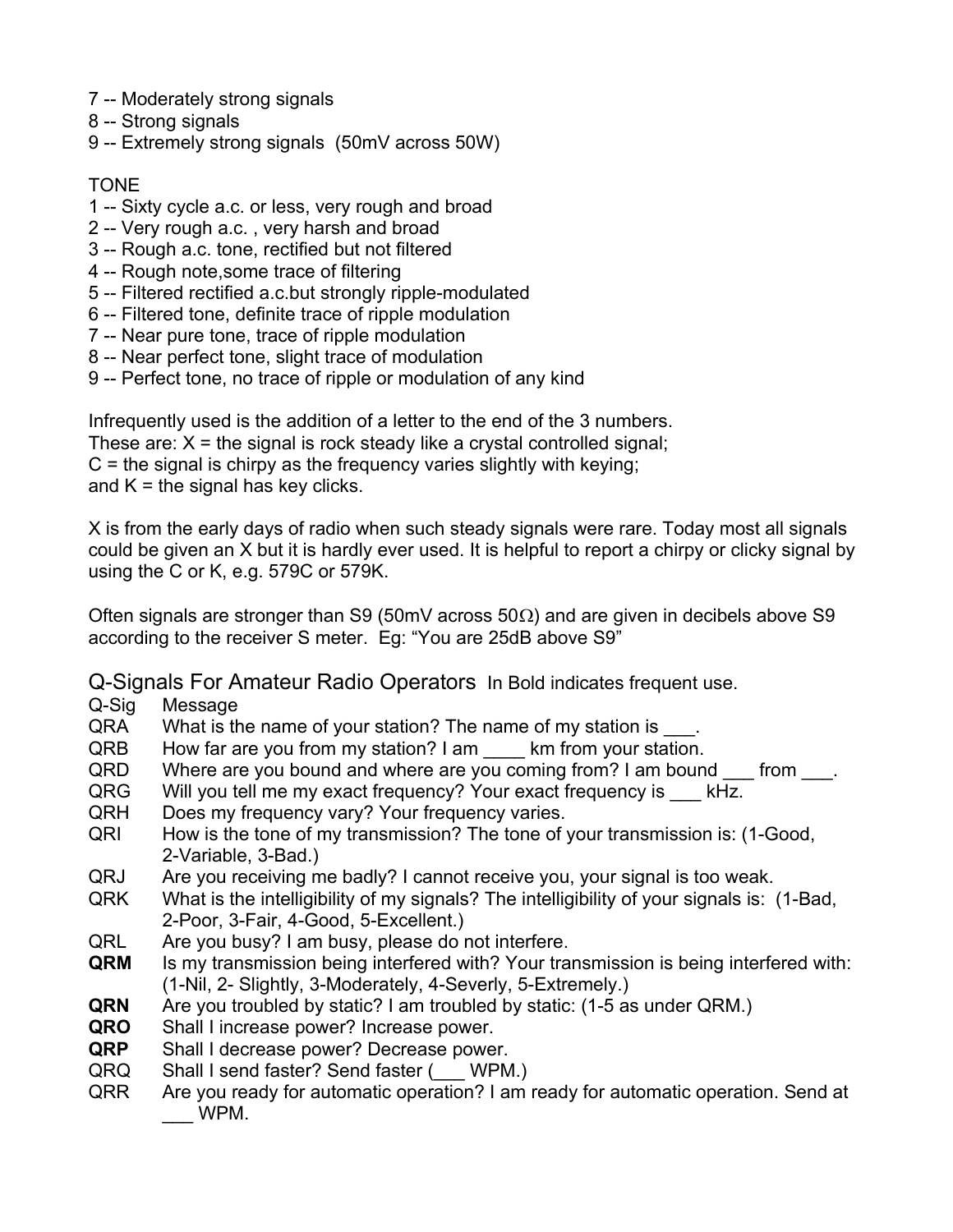7 -- Moderately strong signals
8 -- Strong signals
9 -- Extremely strong signals (50mV across 50W)

TONE
1 -- Sixty cycle a.c. or less, very rough and broad
2 -- Very rough a.c. , very harsh and broad
3 -- Rough a.c. tone, rectified but not filtered
4 -- Rough note,some trace of filtering
5 -- Filtered rectified a.c.but strongly ripple-modulated
6 -- Filtered tone, definite trace of ripple modulation
7 -- Near pure tone, trace of ripple modulation
8 -- Near perfect tone, slight trace of modulation
9 -- Perfect tone, no trace of ripple or modulation of any kind

Infrequently used is the addition of a letter to the end of the 3 numbers.
These are: X = the signal is rock steady like a crystal controlled signal;
C = the signal is chirpy as the frequency varies slightly with keying;
and K = the signal has key clicks.

X is from the early days of radio when such steady signals were rare. Today most all signals could be given an X but it is hardly ever used. It is helpful to report a chirpy or clicky signal by using the C or K, e.g. 579C or 579K.

Often signals are stronger than S9 (50mV across 50Ω) and are given in decibels above S9 according to the receiver S meter. Eg: "You are 25dB above S9"

## Q-Signals For Amateur Radio Operators In Bold indicates frequent use.

| Q-Sig | Message |
|---|---|
| QRA | What is the name of your station? The name of my station is ___. |
| QRB | How far are you from my station? I am ____ km from your station. |
| QRD | Where are you bound and where are you coming from? I am bound ___ from ___. |
| QRG | Will you tell me my exact frequency? Your exact frequency is ___ kHz. |
| QRH | Does my frequency vary? Your frequency varies. |
| QRI | How is the tone of my transmission? The tone of your transmission is: (1-Good, 2-Variable, 3-Bad.) |
| QRJ | Are you receiving me badly? I cannot receive you, your signal is too weak. |
| QRK | What is the intelligibility of my signals? The intelligibility of your signals is: (1-Bad, 2-Poor, 3-Fair, 4-Good, 5-Excellent.) |
| QRL | Are you busy? I am busy, please do not interfere. |
| **QRM** | Is my transmission being interfered with? Your transmission is being interfered with: (1-Nil, 2- Slightly, 3-Moderately, 4-Severly, 5-Extremely.) |
| **QRN** | Are you troubled by static? I am troubled by static: (1-5 as under QRM.) |
| **QRO** | Shall I increase power? Increase power. |
| **QRP** | Shall I decrease power? Decrease power. |
| QRQ | Shall I send faster? Send faster (___ WPM.) |
| QRR | Are you ready for automatic operation? I am ready for automatic operation. Send at ___ WPM. |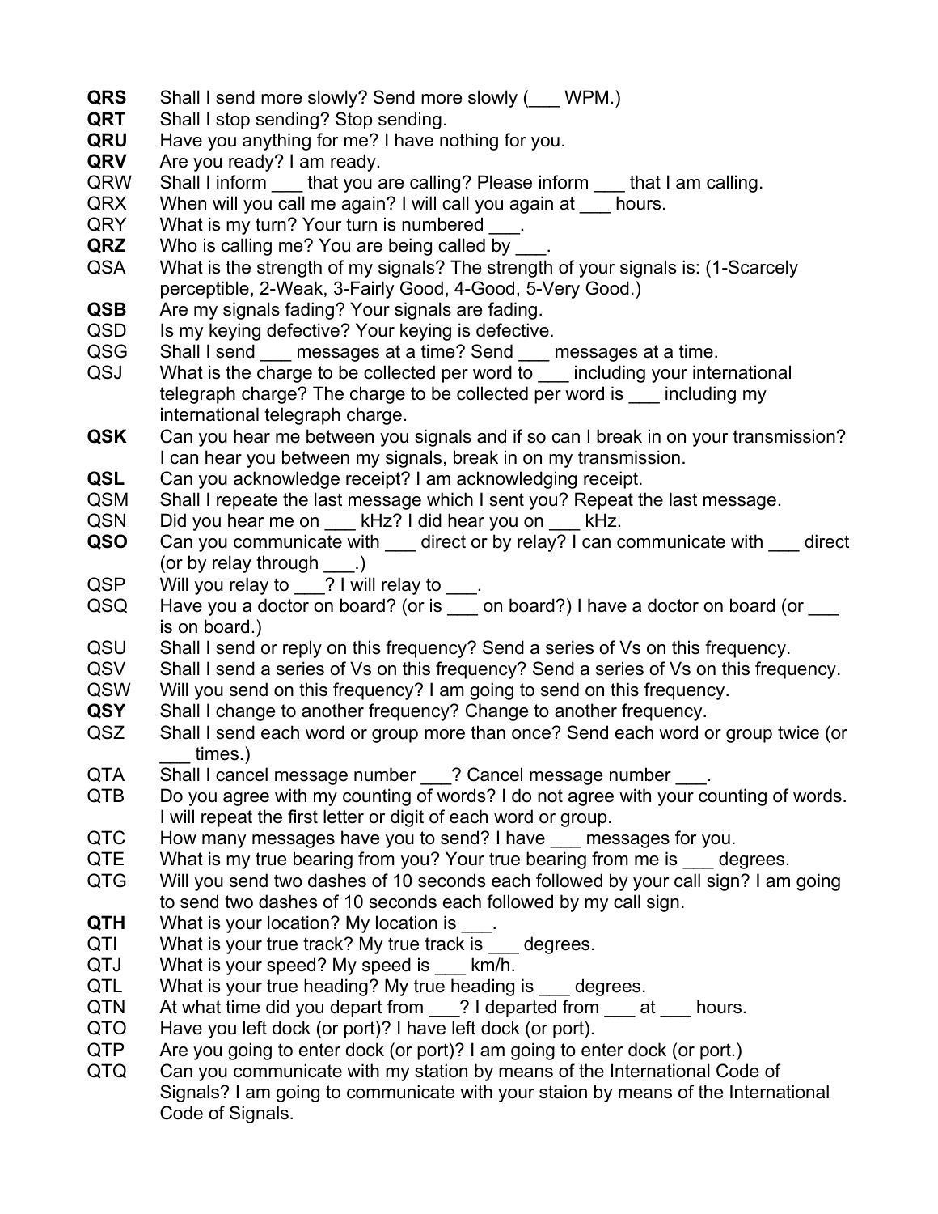**QRS** Shall I send more slowly? Send more slowly (___ WPM.)
**QRT** Shall I stop sending? Stop sending.
**QRU** Have you anything for me? I have nothing for you.
**QRV** Are you ready? I am ready.
QRW Shall I inform ___ that you are calling? Please inform ___ that I am calling.
QRX When will you call me again? I will call you again at ___ hours.
QRY What is my turn? Your turn is numbered ___.
**QRZ** Who is calling me? You are being called by ___.
QSA What is the strength of my signals? The strength of your signals is: (1-Scarcely perceptible, 2-Weak, 3-Fairly Good, 4-Good, 5-Very Good.)
**QSB** Are my signals fading? Your signals are fading.
QSD Is my keying defective? Your keying is defective.
QSG Shall I send ___ messages at a time? Send ___ messages at a time.
QSJ What is the charge to be collected per word to ___ including your international telegraph charge? The charge to be collected per word is ___ including my international telegraph charge.
**QSK** Can you hear me between you signals and if so can I break in on your transmission? I can hear you between my signals, break in on my transmission.
**QSL** Can you acknowledge receipt? I am acknowledging receipt.
QSM Shall I repeate the last message which I sent you? Repeat the last message.
QSN Did you hear me on ___ kHz? I did hear you on ___ kHz.
**QSO** Can you communicate with ___ direct or by relay? I can communicate with ___ direct (or by relay through ___.)
QSP Will you relay to ___? I will relay to ___.
QSQ Have you a doctor on board? (or is ___ on board?) I have a doctor on board (or ___ is on board.)
QSU Shall I send or reply on this frequency? Send a series of Vs on this frequency.
QSV Shall I send a series of Vs on this frequency? Send a series of Vs on this frequency.
QSW Will you send on this frequency? I am going to send on this frequency.
**QSY** Shall I change to another frequency? Change to another frequency.
QSZ Shall I send each word or group more than once? Send each word or group twice (or ___ times.)
QTA Shall I cancel message number ___? Cancel message number ___.
QTB Do you agree with my counting of words? I do not agree with your counting of words. I will repeat the first letter or digit of each word or group.
QTC How many messages have you to send? I have ___ messages for you.
QTE What is my true bearing from you? Your true bearing from me is ___ degrees.
QTG Will you send two dashes of 10 seconds each followed by your call sign? I am going to send two dashes of 10 seconds each followed by my call sign.
**QTH** What is your location? My location is ___.
QTI What is your true track? My true track is ___ degrees.
QTJ What is your speed? My speed is ___ km/h.
QTL What is your true heading? My true heading is ___ degrees.
QTN At what time did you depart from ___? I departed from ___ at ___ hours.
QTO Have you left dock (or port)? I have left dock (or port).
QTP Are you going to enter dock (or port)? I am going to enter dock (or port.)
QTQ Can you communicate with my station by means of the International Code of Signals? I am going to communicate with your staion by means of the International Code of Signals.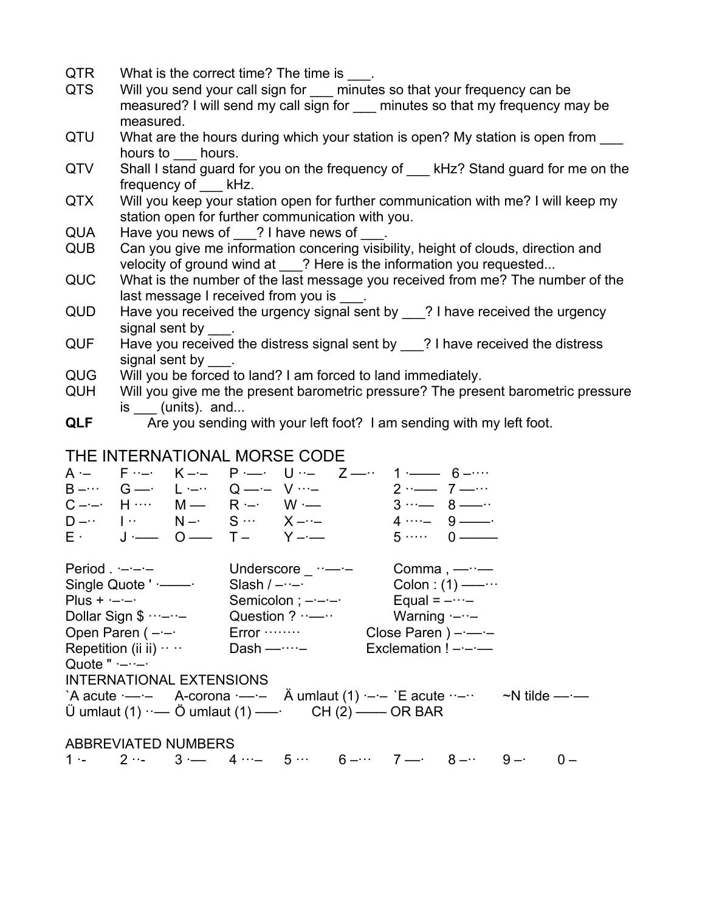QTR What is the correct time? The time is ___.

QTS Will you send your call sign for ___ minutes so that your frequency can be measured? I will send my call sign for ___ minutes so that my frequency may be measured.

QTU What are the hours during which your station is open? My station is open from ___ hours to ___ hours.

QTV Shall I stand guard for you on the frequency of ___ kHz? Stand guard for me on the frequency of ___ kHz.

QTX Will you keep your station open for further communication with me? I will keep my station open for further communication with you.

QUA Have you news of ___? I have news of ___.

QUB Can you give me information concering visibility, height of clouds, direction and velocity of ground wind at ___? Here is the information you requested...

QUC What is the number of the last message you received from me? The number of the last message I received from you is ___.

QUD Have you received the urgency signal sent by ___? I have received the urgency signal sent by ___.

QUF Have you received the distress signal sent by ___? I have received the distress signal sent by ___.

QUG Will you be forced to land? I am forced to land immediately.

QUH Will you give me the present barometric pressure? The present barometric pressure is ___ (units). and...

**QLF** Are you sending with your left foot? I am sending with my left foot.

## THE INTERNATIONAL MORSE CODE

| | | | | | | | |
|---|---|---|---|---|---|---|---|
| A ·– | F ··–· | K –·– | P ·––· | U ··– | Z ––·· | 1 ·–––– | 6 –···· |
| B –··· | G ––· | L ·–·· | Q ––·– | V ···– | | 2 ··––– | 7 ––··· |
| C –·–· | H ···· | M –– | R ·–· | W ·–– | | 3 ···–– | 8 –––·· |
| D –·· | I ·· | N –· | S ··· | X –··– | | 4 ····– | 9 ––––· |
| E · | J ·––– | O ––– | T – | Y –·–– | | 5 ····· | 0 ––––– |

| | | |
|---|---|---|
| Period . ·–·–·– | Underscore _ ··––·– | Comma , ––··–– |
| Single Quote ' ·––––· | Slash / –··–· | Colon : (1) –––··· |
| Plus + ·–·–· | Semicolon ; –·–·–· | Equal = –···– |
| Dollar Sign $ ···–··– | Question ? ··––·· | Warning ·–··– |
| Open Paren ( –·––· | Error ········ | Close Paren ) –·––·– |
| Repetition (ii ii) ·· ·· | Dash ––····– | Exclemation ! –·–·–– |
| Quote " ·–··–· | | |

INTERNATIONAL EXTENSIONS

`A acute ·––·– A-corona ·––·– Ä umlaut (1) ·–·– `E acute ··–·· ~N tilde ––·––

Ü umlaut (1) ··–– Ö umlaut (1) –––· CH (2) –––– OR BAR

ABBREVIATED NUMBERS

| | | | | | | | | | |
|---|---|---|---|---|---|---|---|---|---|
| 1 ·- | 2 ··- | 3 ·–– | 4 ···– | 5 ··· | 6 –··· | 7 ––· | 8 –·· | 9 –· | 0 – |